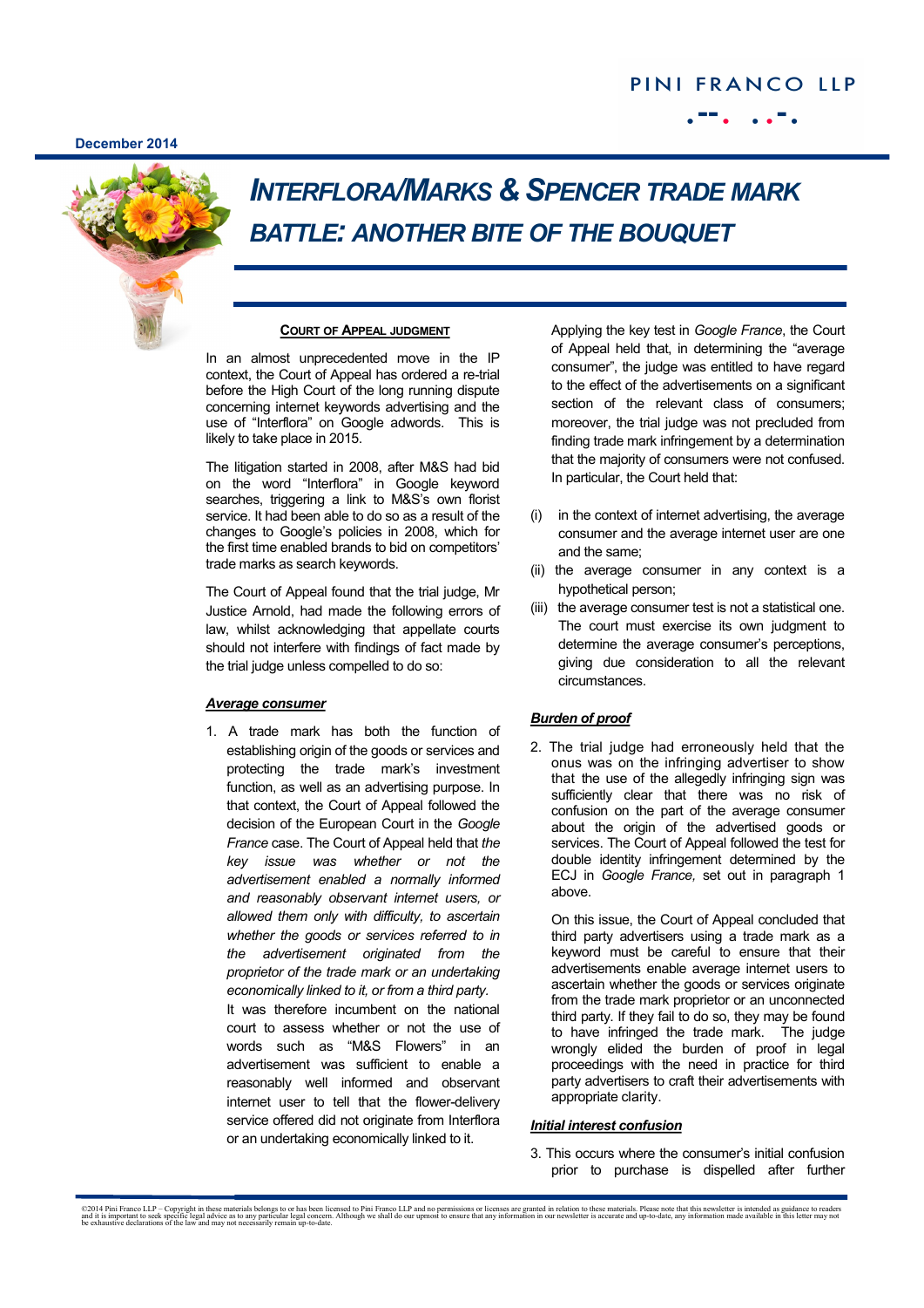PINI FRANCO LLP

December 2014

# INTERFLORA/MARKS & SPENCER TRADE MARK BATTLE: ANOTHER BITE OF THE BOUQUET

## COURT OF APPEAL JUDGMENT

In an almost unprecedented move in the IP context, the Court of Appeal has ordered a re-trial before the High Court of the long running dispute concerning internet keywords advertising and the use of "Interflora" on Google adwords. This is likely to take place in 2015.

The litigation started in 2008, after M&S had bid on the word "Interflora" in Google keyword searches, triggering a link to M&S's own florist service. It had been able to do so as a result of the changes to Google's policies in 2008, which for the first time enabled brands to bid on competitors' trade marks as search keywords.

The Court of Appeal found that the trial judge, Mr Justice Arnold, had made the following errors of law, whilst acknowledging that appellate courts should not interfere with findings of fact made by the trial judge unless compelled to do so:

### *Average consumer*

1. A trade mark has both the function of establishing origin of the goods or services and protecting the trade mark's investment function, as well as an advertising purpose. In that context, the Court of Appeal followed the decision of the European Court in the *Google France* case. The Court of Appeal held that *the key issue was whether or not the advertisement enabled a normally informed and reasonably observant internet users, or allowed them only with difficulty, to ascertain whether the goods or services referred to in the advertisement originated from the proprietor of the trade mark or an undertaking economically linked to it, or from a third party.* It was therefore incumbent on the national court to assess whether or not the use of words such as "M&S Flowers" in an advertisement was sufficient to enable a reasonably well informed and observant internet user to tell that the flower-delivery service offered did not originate from Interflora or an undertaking economically linked to it.

   Applying the key test in *Google France*, the Court of Appeal held that, in determining the "average consumer", the judge was entitled to have regard to the effect of the advertisements on a significant section of the relevant class of consumers; moreover, the trial judge was not precluded from finding trade mark infringement by a determination that the majority of consumers were not confused. In particular, the Court held that:

   (i) in the context of internet advertising, the average consumer and the average internet user are one and the same;

   (ii) the average consumer in any context is a hypothetical person;

   (iii) the average consumer test is not a statistical one. The court must exercise its own judgment to determine the average consumer's perceptions, giving due consideration to all the relevant circumstances.

### *Burden of proof*

2. The trial judge had erroneously held that the onus was on the infringing advertiser to show that the use of the allegedly infringing sign was sufficiently clear that there was no risk of confusion on the part of the average consumer about the origin of the advertised goods or services. The Court of Appeal followed the test for double identity infringement determined by the ECJ in *Google France,* set out in paragraph 1 above.

   On this issue, the Court of Appeal concluded that third party advertisers using a trade mark as a keyword must be careful to ensure that their advertisements enable average internet users to ascertain whether the goods or services originate from the trade mark proprietor or an unconnected third party. If they fail to do so, they may be found to have infringed the trade mark. The judge wrongly elided the burden of proof in legal proceedings with the need in practice for third party advertisers to craft their advertisements with appropriate clarity.

### *Initial interest confusion*

3. This occurs where the consumer's initial confusion prior to purchase is dispelled after further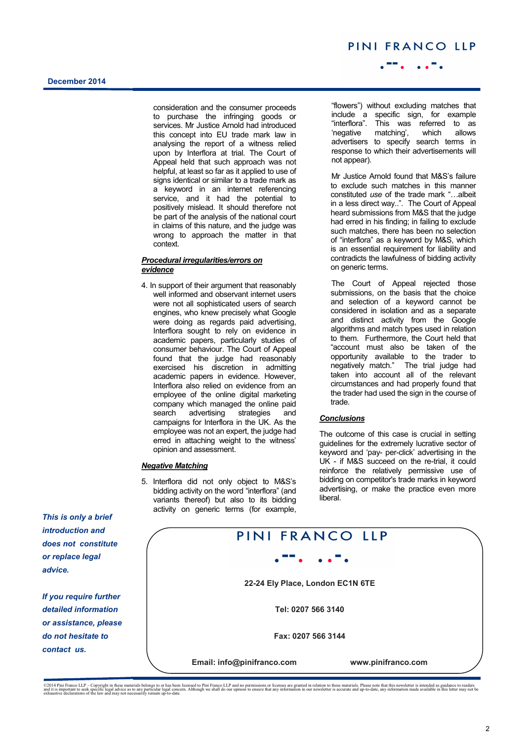consideration and the consumer proceeds to purchase the infringing goods or services. Mr Justice Arnold had introduced this concept into EU trade mark law in analysing the report of a witness relied upon by Interflora at trial. The Court of Appeal held that such approach was not helpful, at least so far as it applied to use of signs identical or similar to a trade mark as a keyword in an internet referencing service, and it had the potential to positively mislead. It should therefore not be part of the analysis of the national court in claims of this nature, and the judge was wrong to approach the matter in that context.

***Procedural irregularities/errors on evidence***

4. In support of their argument that reasonably well informed and observant internet users were not all sophisticated users of search engines, who knew precisely what Google were doing as regards paid advertising, Interflora sought to rely on evidence in academic papers, particularly studies of consumer behaviour. The Court of Appeal found that the judge had reasonably exercised his discretion in admitting academic papers in evidence. However, Interflora also relied on evidence from an employee of the online digital marketing company which managed the online paid search advertising strategies and campaigns for Interflora in the UK. As the employee was not an expert, the judge had erred in attaching weight to the witness' opinion and assessment.

***Negative Matching***

5. Interflora did not only object to M&S's bidding activity on the word "interflora" (and variants thereof) but also to its bidding activity on generic terms (for example, "flowers") without excluding matches that include a specific sign, for example "interflora". This was referred to as 'negative matching', which allows advertisers to specify search terms in response to which their advertisements will not appear).

Mr Justice Arnold found that M&S's failure to exclude such matches in this manner constituted *use* of the trade mark "…albeit in a less direct way..". The Court of Appeal heard submissions from M&S that the judge had erred in his finding; in failing to exclude such matches, there has been no selection of "interflora" as a keyword by M&S, which is an essential requirement for liability and contradicts the lawfulness of bidding activity on generic terms.

The Court of Appeal rejected those submissions, on the basis that the choice and selection of a keyword cannot be considered in isolation and as a separate and distinct activity from the Google algorithms and match types used in relation to them. Furthermore, the Court held that "account must also be taken of the opportunity available to the trader to negatively match." The trial judge had taken into account all of the relevant circumstances and had properly found that the trader had used the sign in the course of trade.

***Conclusions***

The outcome of this case is crucial in setting guidelines for the extremely lucrative sector of keyword and 'pay- per-click' advertising in the UK - if M&S succeed on the re-trial, it could reinforce the relatively permissive use of bidding on competitor's trade marks in keyword advertising, or make the practice even more liberal.

***This is only a brief introduction and does not constitute or replace legal advice.***

***If you require further detailed information or assistance, please do not hesitate to contact us.***

PINI FRANCO LLP

**22-24 Ely Place, London EC1N 6TE**

**Tel: 0207 566 3140**

**Fax: 0207 566 3144**

**Email: info@pinifranco.com** **www.pinifranco.com**

©2014 Pini Franco LLP – Copyright in these materials belongs to or has been licensed to Pini Franco LLP and no permissions or licenses are granted in relation to these materials. Please note that this newsletter is intended as guidance to readers and it is important to seek specific legal advice as to any particular legal concern. Although we shall do our upmost to ensure that any information in our newsletter is accurate and up-to-date, any information made available in this letter may not be exhaustive declarations of the law and may not necessarily remain up-to-date.